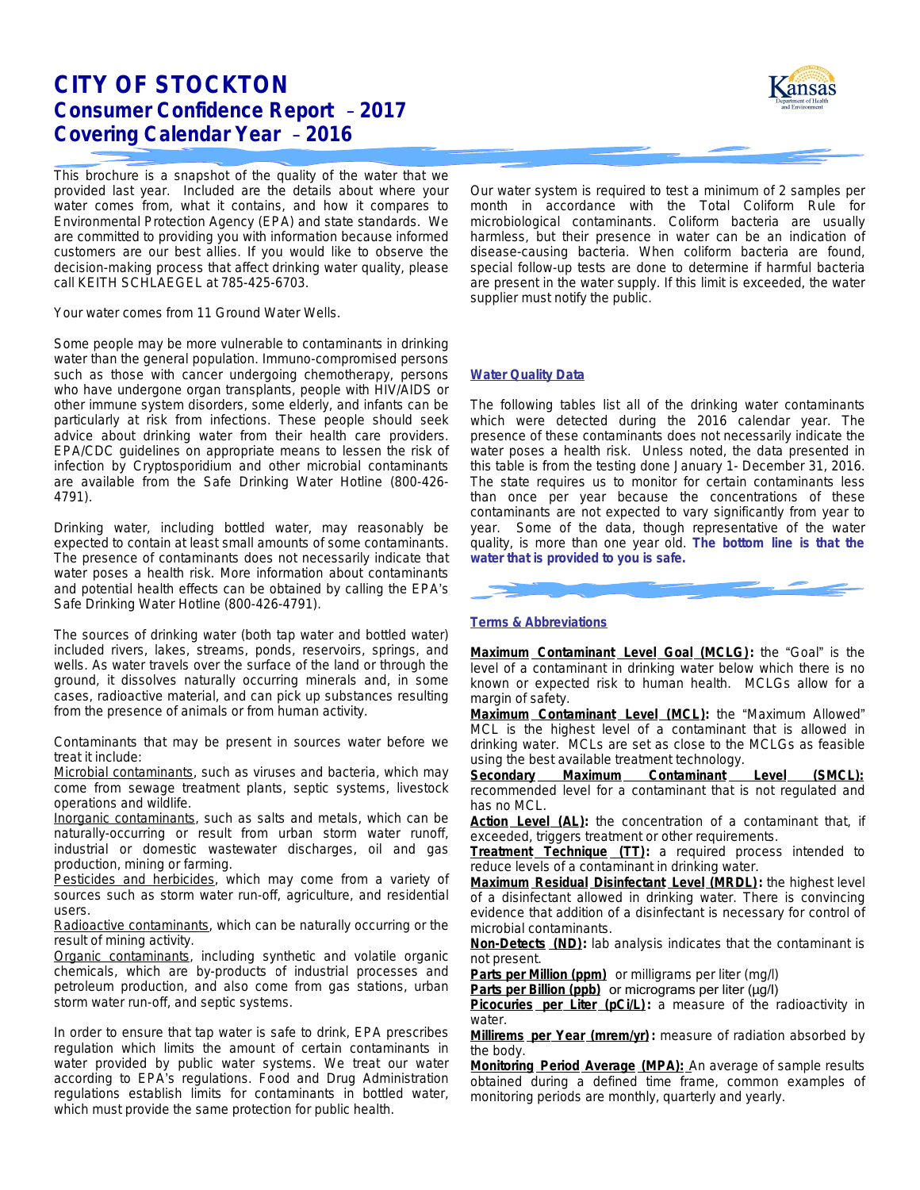# CITY OF STOCKTON

## Consumer Confidence Report – 2017

## Covering Calendar Year – 2016

This brochure is a snapshot of the quality of the water that we provided last year. Included are the details about where your water comes from, what it contains, and how it compares to Environmental Protection Agency (EPA) and state standards. We are committed to providing you with information because informed customers are our best allies. If you would like to observe the decision-making process that affect drinking water quality, please call KEITH SCHLAEGEL at 785-425-6703.

Your water comes from 11 Ground Water Wells.

Some people may be more vulnerable to contaminants in drinking water than the general population. Immuno-compromised persons such as those with cancer undergoing chemotherapy, persons who have undergone organ transplants, people with HIV/AIDS or other immune system disorders, some elderly, and infants can be particularly at risk from infections. These people should seek advice about drinking water from their health care providers. EPA/CDC guidelines on appropriate means to lessen the risk of infection by Cryptosporidium and other microbial contaminants are available from the Safe Drinking Water Hotline (800-426-4791).

Drinking water, including bottled water, may reasonably be expected to contain at least small amounts of some contaminants. The presence of contaminants does not necessarily indicate that water poses a health risk. More information about contaminants and potential health effects can be obtained by calling the EPA's Safe Drinking Water Hotline (800-426-4791).

The sources of drinking water (both tap water and bottled water) included rivers, lakes, streams, ponds, reservoirs, springs, and wells. As water travels over the surface of the land or through the ground, it dissolves naturally occurring minerals and, in some cases, radioactive material, and can pick up substances resulting from the presence of animals or from human activity.

Contaminants that may be present in sources water before we treat it include:

Microbial contaminants, such as viruses and bacteria, which may come from sewage treatment plants, septic systems, livestock operations and wildlife.

Inorganic contaminants, such as salts and metals, which can be naturally-occurring or result from urban storm water runoff, industrial or domestic wastewater discharges, oil and gas production, mining or farming.

Pesticides and herbicides, which may come from a variety of sources such as storm water run-off, agriculture, and residential users.

Radioactive contaminants, which can be naturally occurring or the result of mining activity.

Organic contaminants, including synthetic and volatile organic chemicals, which are by-products of industrial processes and petroleum production, and also come from gas stations, urban storm water run-off, and septic systems.

In order to ensure that tap water is safe to drink, EPA prescribes regulation which limits the amount of certain contaminants in water provided by public water systems. We treat our water according to EPA's regulations. Food and Drug Administration regulations establish limits for contaminants in bottled water, which must provide the same protection for public health.

Our water system is required to test a minimum of 2 samples per month in accordance with the Total Coliform Rule for microbiological contaminants. Coliform bacteria are usually harmless, but their presence in water can be an indication of disease-causing bacteria. When coliform bacteria are found, special follow-up tests are done to determine if harmful bacteria are present in the water supply. If this limit is exceeded, the water supplier must notify the public.

### Water Quality Data

The following tables list all of the drinking water contaminants which were detected during the 2016 calendar year. The presence of these contaminants does not necessarily indicate the water poses a health risk. Unless noted, the data presented in this table is from the testing done January 1- December 31, 2016. The state requires us to monitor for certain contaminants less than once per year because the concentrations of these contaminants are not expected to vary significantly from year to year. Some of the data, though representative of the water quality, is more than one year old. **The bottom line is that the water that is provided to you is safe.**

### Terms & Abbreviations

**Maximum Contaminant Level Goal (MCLG):** the "Goal" is the level of a contaminant in drinking water below which there is no known or expected risk to human health. MCLGs allow for a margin of safety.

**Maximum Contaminant Level (MCL):** the "Maximum Allowed" MCL is the highest level of a contaminant that is allowed in drinking water. MCLs are set as close to the MCLGs as feasible using the best available treatment technology.

**Secondary Maximum Contaminant Level (SMCL):** recommended level for a contaminant that is not regulated and has no MCL.

**Action Level (AL):** the concentration of a contaminant that, if exceeded, triggers treatment or other requirements.

**Treatment Technique (TT):** a required process intended to reduce levels of a contaminant in drinking water.

**Maximum Residual Disinfectant Level (MRDL):** the highest level of a disinfectant allowed in drinking water. There is convincing evidence that addition of a disinfectant is necessary for control of microbial contaminants.

**Non-Detects (ND):** lab analysis indicates that the contaminant is not present.

**Parts per Million (ppm)** or milligrams per liter (mg/l)

**Parts per Billion (ppb)** or micrograms per liter (µg/l)

**Picocuries per Liter (pCi/L):** a measure of the radioactivity in water.

**Millirems per Year (mrem/yr):** measure of radiation absorbed by the body.

**Monitoring Period Average (MPA):** An average of sample results obtained during a defined time frame, common examples of monitoring periods are monthly, quarterly and yearly.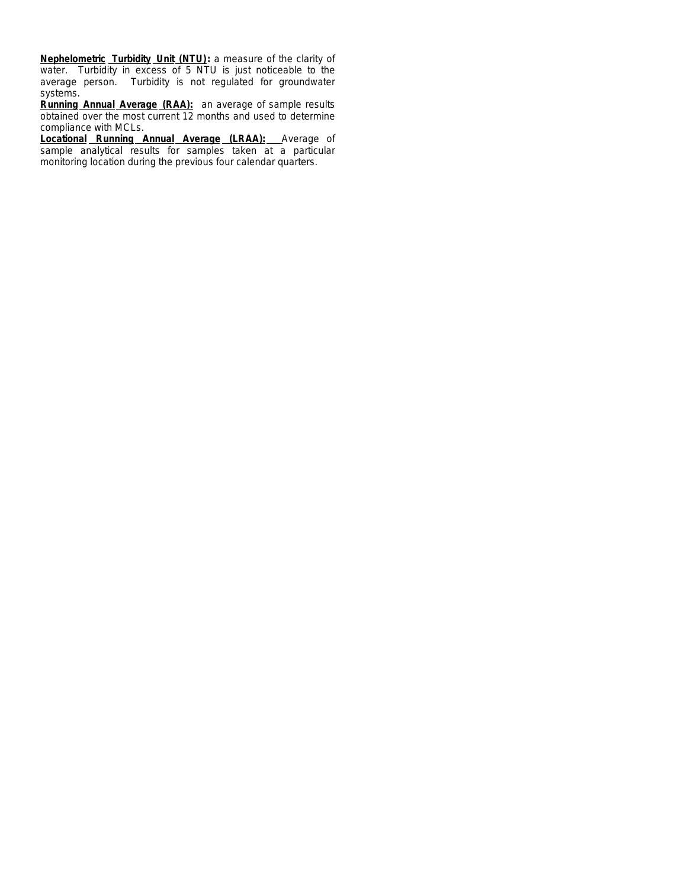**Nephelometric Turbidity Unit (NTU):** a measure of the clarity of water. Turbidity in excess of 5 NTU is just noticeable to the average person. Turbidity is not regulated for groundwater systems.

**Running Annual Average (RAA):** an average of sample results obtained over the most current 12 months and used to determine compliance with MCLs.

**Locational Running Annual Average (LRAA):** Average of sample analytical results for samples taken at a particular monitoring location during the previous four calendar quarters.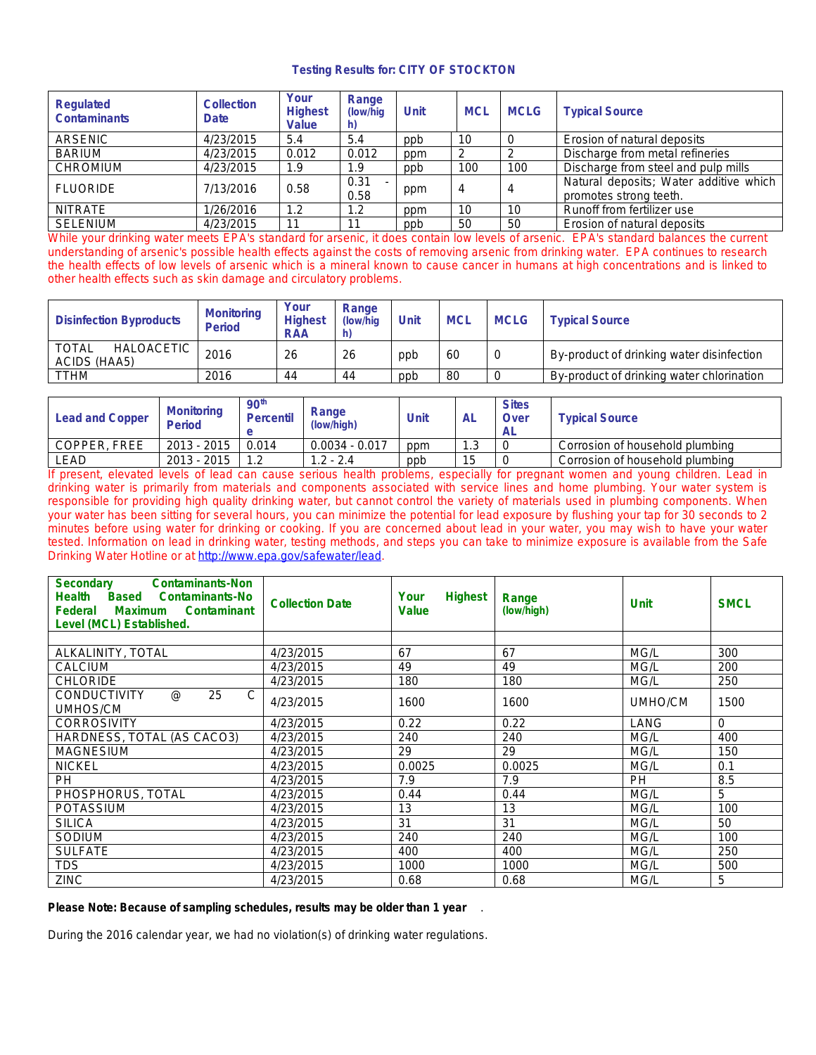### Testing Results for: CITY OF STOCKTON

| Regulated Contaminants | Collection Date | Your Highest Value | Range (low/high) | Unit | MCL | MCLG | Typical Source |
|---|---|---|---|---|---|---|---|
| ARSENIC | 4/23/2015 | 5.4 | 5.4 | ppb | 10 | 0 | Erosion of natural deposits |
| BARIUM | 4/23/2015 | 0.012 | 0.012 | ppm | 2 | 2 | Discharge from metal refineries |
| CHROMIUM | 4/23/2015 | 1.9 | 1.9 | ppb | 100 | 100 | Discharge from steel and pulp mills |
| FLUORIDE | 7/13/2016 | 0.58 | 0.31 - 0.58 | ppm | 4 | 4 | Natural deposits; Water additive which promotes strong teeth. |
| NITRATE | 1/26/2016 | 1.2 | 1.2 | ppm | 10 | 10 | Runoff from fertilizer use |
| SELENIUM | 4/23/2015 | 11 | 11 | ppb | 50 | 50 | Erosion of natural deposits |

While your drinking water meets EPA's standard for arsenic, it does contain low levels of arsenic. EPA's standard balances the current understanding of arsenic's possible health effects against the costs of removing arsenic from drinking water. EPA continues to research the health effects of low levels of arsenic which is a mineral known to cause cancer in humans at high concentrations and is linked to other health effects such as skin damage and circulatory problems.

| Disinfection Byproducts | Monitoring Period | Your Highest RAA | Range (low/high) | Unit | MCL | MCLG | Typical Source |
|---|---|---|---|---|---|---|---|
| TOTAL HALOACETIC ACIDS (HAA5) | 2016 | 26 | 26 | ppb | 60 | 0 | By-product of drinking water disinfection |
| TTHM | 2016 | 44 | 44 | ppb | 80 | 0 | By-product of drinking water chlorination |

| Lead and Copper | Monitoring Period | 90th Percentile | Range (low/high) | Unit | AL | Sites Over AL | Typical Source |
|---|---|---|---|---|---|---|---|
| COPPER, FREE | 2013 - 2015 | 0.014 | 0.0034 - 0.017 | ppm | 1.3 | 0 | Corrosion of household plumbing |
| LEAD | 2013 - 2015 | 1.2 | 1.2 - 2.4 | ppb | 15 | 0 | Corrosion of household plumbing |

If present, elevated levels of lead can cause serious health problems, especially for pregnant women and young children. Lead in drinking water is primarily from materials and components associated with service lines and home plumbing. Your water system is responsible for providing high quality drinking water, but cannot control the variety of materials used in plumbing components. When your water has been sitting for several hours, you can minimize the potential for lead exposure by flushing your tap for 30 seconds to 2 minutes before using water for drinking or cooking. If you are concerned about lead in your water, you may wish to have your water tested. Information on lead in drinking water, testing methods, and steps you can take to minimize exposure is available from the Safe Drinking Water Hotline or at http://www.epa.gov/safewater/lead.

| Secondary Contaminants-Non Health Based Contaminants-No Federal Maximum Contaminant Level (MCL) Established. | Collection Date | Your Highest Value | Range (low/high) | Unit | SMCL |
|---|---|---|---|---|---|
| | | | | | |
| ALKALINITY, TOTAL | 4/23/2015 | 67 | 67 | MG/L | 300 |
| CALCIUM | 4/23/2015 | 49 | 49 | MG/L | 200 |
| CHLORIDE | 4/23/2015 | 180 | 180 | MG/L | 250 |
| CONDUCTIVITY @ 25 C UMHOS/CM | 4/23/2015 | 1600 | 1600 | UMHO/CM | 1500 |
| CORROSIVITY | 4/23/2015 | 0.22 | 0.22 | LANG | 0 |
| HARDNESS, TOTAL (AS CACO3) | 4/23/2015 | 240 | 240 | MG/L | 400 |
| MAGNESIUM | 4/23/2015 | 29 | 29 | MG/L | 150 |
| NICKEL | 4/23/2015 | 0.0025 | 0.0025 | MG/L | 0.1 |
| PH | 4/23/2015 | 7.9 | 7.9 | PH | 8.5 |
| PHOSPHORUS, TOTAL | 4/23/2015 | 0.44 | 0.44 | MG/L | 5 |
| POTASSIUM | 4/23/2015 | 13 | 13 | MG/L | 100 |
| SILICA | 4/23/2015 | 31 | 31 | MG/L | 50 |
| SODIUM | 4/23/2015 | 240 | 240 | MG/L | 100 |
| SULFATE | 4/23/2015 | 400 | 400 | MG/L | 250 |
| TDS | 4/23/2015 | 1000 | 1000 | MG/L | 500 |
| ZINC | 4/23/2015 | 0.68 | 0.68 | MG/L | 5 |

**Please Note: Because of sampling schedules, results may be older than 1 year** .

During the 2016 calendar year, we had no violation(s) of drinking water regulations.